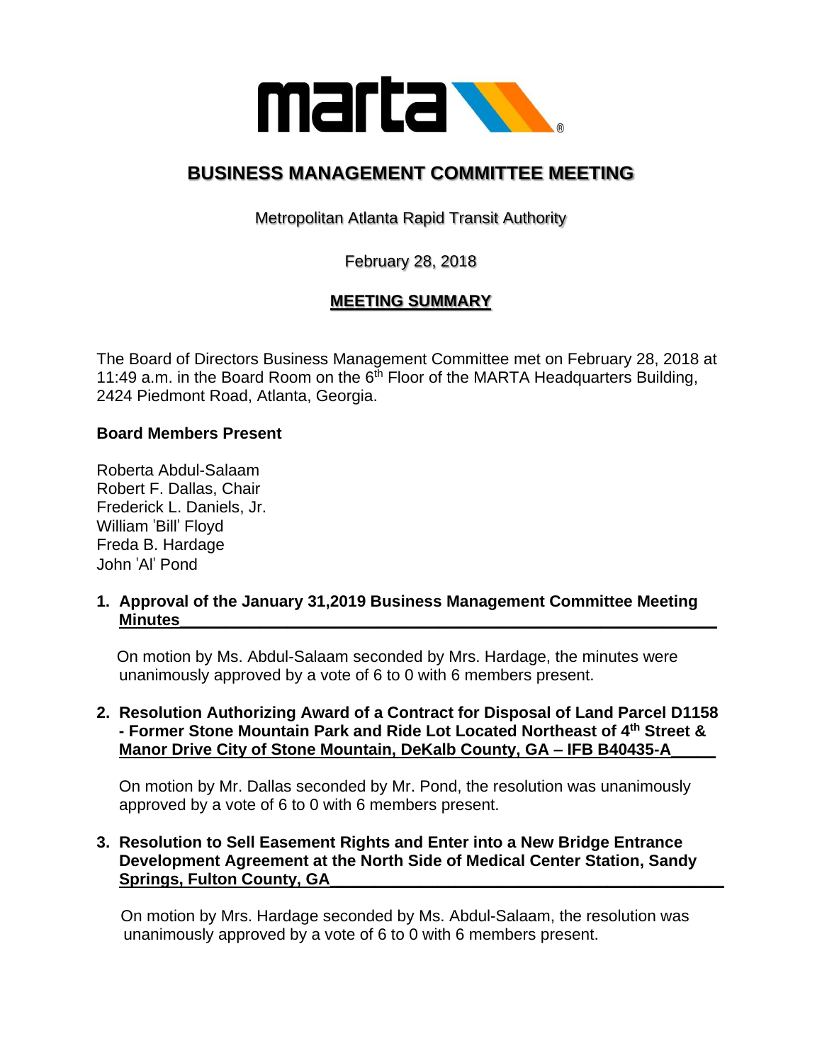# BUSINESS MANAGEMENT COMMITTEE MEETING

Metropolitan Atlanta Rapid Transit Authority

February 28, 2018

## MEETING SUMMARY

The Board of Directors Business Management Committee met on February 28, 2018 at 11:49 a.m. in the Board Room on the 6th Floor of the MARTA Headquarters Building, 2424 Piedmont Road, Atlanta, Georgia.

**Board Members Present**

Roberta Abdul-Salaam
Robert F. Dallas, Chair
Frederick L. Daniels, Jr.
William 'Bill' Floyd
Freda B. Hardage
John 'Al' Pond

1. **Approval of the January 31,2019 Business Management Committee Meeting Minutes**

   On motion by Ms. Abdul-Salaam seconded by Mrs. Hardage, the minutes were unanimously approved by a vote of 6 to 0 with 6 members present.

2. **Resolution Authorizing Award of a Contract for Disposal of Land Parcel D1158 - Former Stone Mountain Park and Ride Lot Located Northeast of 4th Street & Manor Drive City of Stone Mountain, DeKalb County, GA – IFB B40435-A**

   On motion by Mr. Dallas seconded by Mr. Pond, the resolution was unanimously approved by a vote of 6 to 0 with 6 members present.

3. **Resolution to Sell Easement Rights and Enter into a New Bridge Entrance Development Agreement at the North Side of Medical Center Station, Sandy Springs, Fulton County, GA**

   On motion by Mrs. Hardage seconded by Ms. Abdul-Salaam, the resolution was unanimously approved by a vote of 6 to 0 with 6 members present.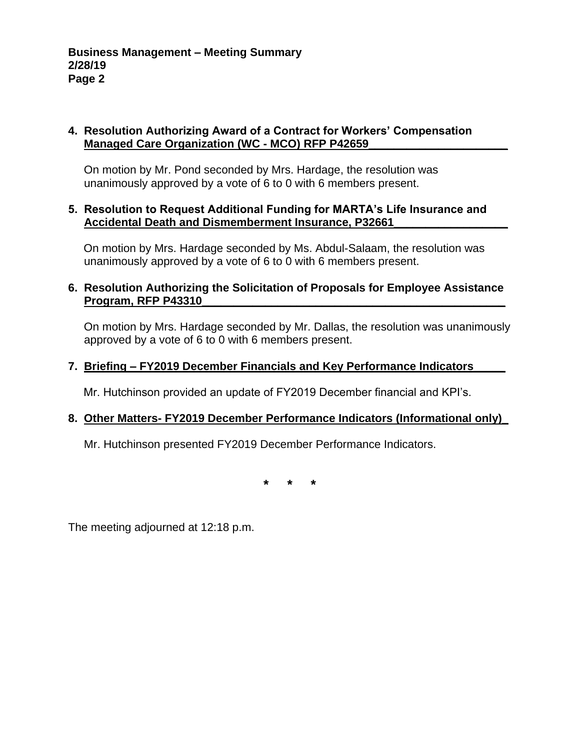**4. Resolution Authorizing Award of a Contract for Workers' Compensation Managed Care Organization (WC - MCO) RFP P42659**

On motion by Mr. Pond seconded by Mrs. Hardage, the resolution was unanimously approved by a vote of 6 to 0 with 6 members present.

**5. Resolution to Request Additional Funding for MARTA's Life Insurance and Accidental Death and Dismemberment Insurance, P32661**

On motion by Mrs. Hardage seconded by Ms. Abdul-Salaam, the resolution was unanimously approved by a vote of 6 to 0 with 6 members present.

**6. Resolution Authorizing the Solicitation of Proposals for Employee Assistance Program, RFP P43310**

On motion by Mrs. Hardage seconded by Mr. Dallas, the resolution was unanimously approved by a vote of 6 to 0 with 6 members present.

**7. Briefing – FY2019 December Financials and Key Performance Indicators**

Mr. Hutchinson provided an update of FY2019 December financial and KPI's.

**8. Other Matters- FY2019 December Performance Indicators (Informational only)**

Mr. Hutchinson presented FY2019 December Performance Indicators.

\* \* \*

The meeting adjourned at 12:18 p.m.